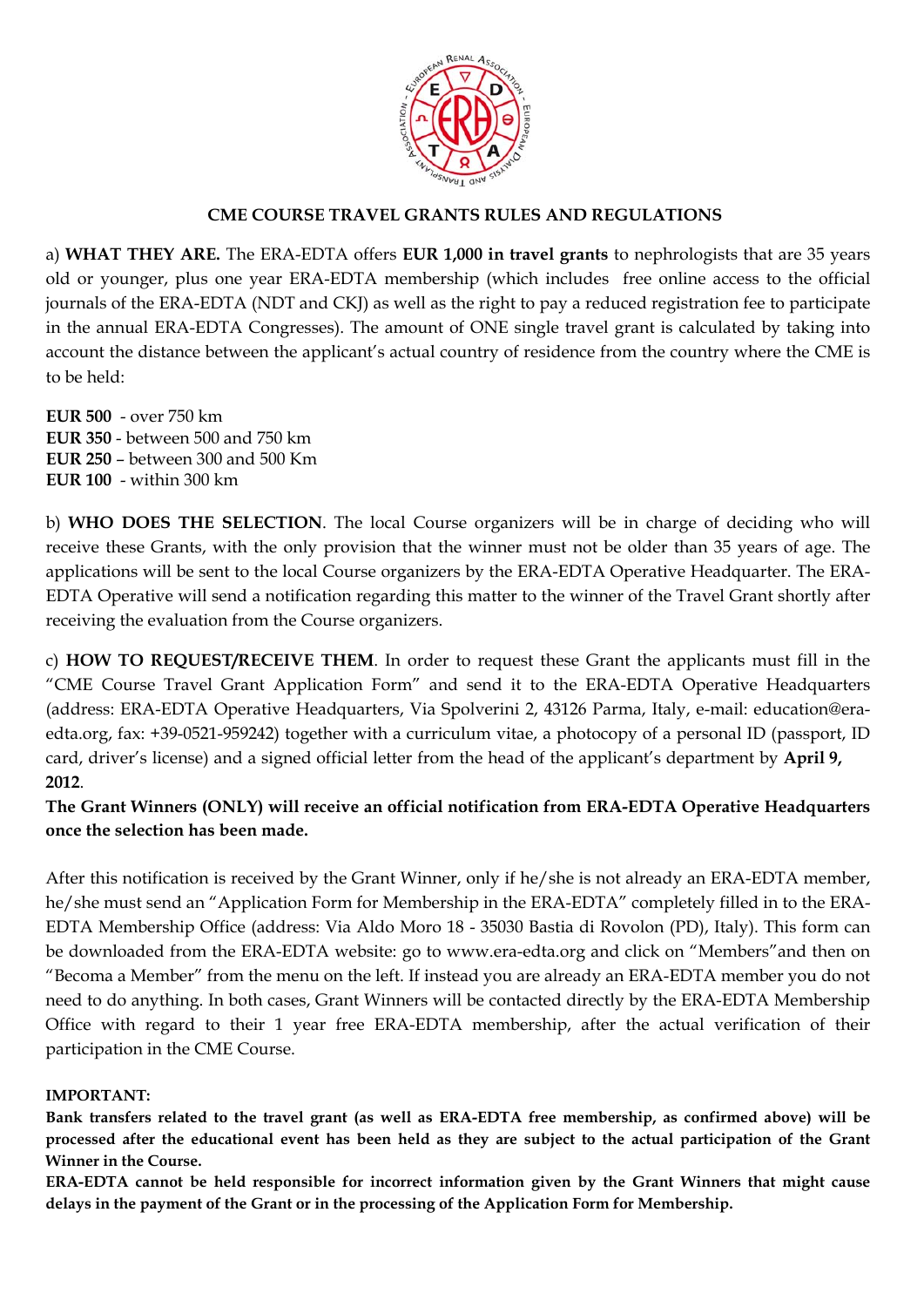## CME COURSE TRAVEL GRANTS RULES AND REGULATIONS

a) **WHAT THEY ARE.** The ERA-EDTA offers **EUR 1,000 in travel grants** to nephrologists that are 35 years old or younger, plus one year ERA-EDTA membership (which includes free online access to the official journals of the ERA-EDTA (NDT and CKJ) as well as the right to pay a reduced registration fee to participate in the annual ERA-EDTA Congresses). The amount of ONE single travel grant is calculated by taking into account the distance between the applicant's actual country of residence from the country where the CME is to be held:

**EUR 500** - over 750 km
**EUR 350** - between 500 and 750 km
**EUR 250** – between 300 and 500 Km
**EUR 100** - within 300 km

b) **WHO DOES THE SELECTION**. The local Course organizers will be in charge of deciding who will receive these Grants, with the only provision that the winner must not be older than 35 years of age. The applications will be sent to the local Course organizers by the ERA-EDTA Operative Headquarter. The ERA-EDTA Operative will send a notification regarding this matter to the winner of the Travel Grant shortly after receiving the evaluation from the Course organizers.

c) **HOW TO REQUEST/RECEIVE THEM**. In order to request these Grant the applicants must fill in the "CME Course Travel Grant Application Form" and send it to the ERA-EDTA Operative Headquarters (address: ERA-EDTA Operative Headquarters, Via Spolverini 2, 43126 Parma, Italy, e-mail: education@era-edta.org, fax: +39-0521-959242) together with a curriculum vitae, a photocopy of a personal ID (passport, ID card, driver's license) and a signed official letter from the head of the applicant's department by **April 9, 2012**.

**The Grant Winners (ONLY) will receive an official notification from ERA-EDTA Operative Headquarters once the selection has been made.**

After this notification is received by the Grant Winner, only if he/she is not already an ERA-EDTA member, he/she must send an "Application Form for Membership in the ERA-EDTA" completely filled in to the ERA-EDTA Membership Office (address: Via Aldo Moro 18 - 35030 Bastia di Rovolon (PD), Italy). This form can be downloaded from the ERA-EDTA website: go to www.era-edta.org and click on "Members"and then on "Becoma a Member" from the menu on the left. If instead you are already an ERA-EDTA member you do not need to do anything. In both cases, Grant Winners will be contacted directly by the ERA-EDTA Membership Office with regard to their 1 year free ERA-EDTA membership, after the actual verification of their participation in the CME Course.

**IMPORTANT:**

**Bank transfers related to the travel grant (as well as ERA-EDTA free membership, as confirmed above) will be processed after the educational event has been held as they are subject to the actual participation of the Grant Winner in the Course.**

**ERA-EDTA cannot be held responsible for incorrect information given by the Grant Winners that might cause delays in the payment of the Grant or in the processing of the Application Form for Membership.**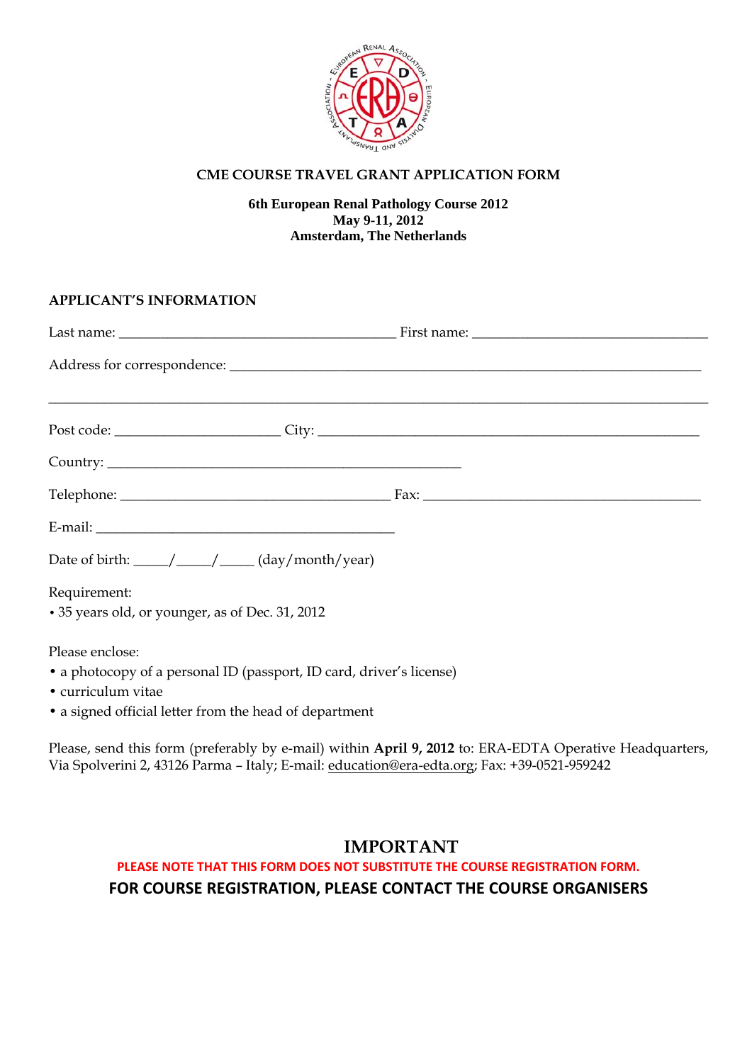# CME COURSE TRAVEL GRANT APPLICATION FORM

**6th European Renal Pathology Course 2012**
**May 9-11, 2012**
**Amsterdam, The Netherlands**

## APPLICANT'S INFORMATION

Last name: ________________________________________ First name: __________________________________

Address for correspondence: ____________________________________________________________________

_______________________________________________________________________________________________

Post code: ________________________ City: _______________________________________________________

Country: ___________________________________________________

Telephone: _______________________________________ Fax: ________________________________________

E-mail: ___________________________________________

Date of birth: _____/_____/_____ (day/month/year)

Requirement:

• 35 years old, or younger, as of Dec. 31, 2012

Please enclose:

• a photocopy of a personal ID (passport, ID card, driver's license)
• curriculum vitae
• a signed official letter from the head of department

Please, send this form (preferably by e-mail) within **April 9, 2012** to: ERA-EDTA Operative Headquarters, Via Spolverini 2, 43126 Parma – Italy; E-mail: education@era-edta.org; Fax: +39-0521-959242

## IMPORTANT

**PLEASE NOTE THAT THIS FORM DOES NOT SUBSTITUTE THE COURSE REGISTRATION FORM.**

**FOR COURSE REGISTRATION, PLEASE CONTACT THE COURSE ORGANISERS**